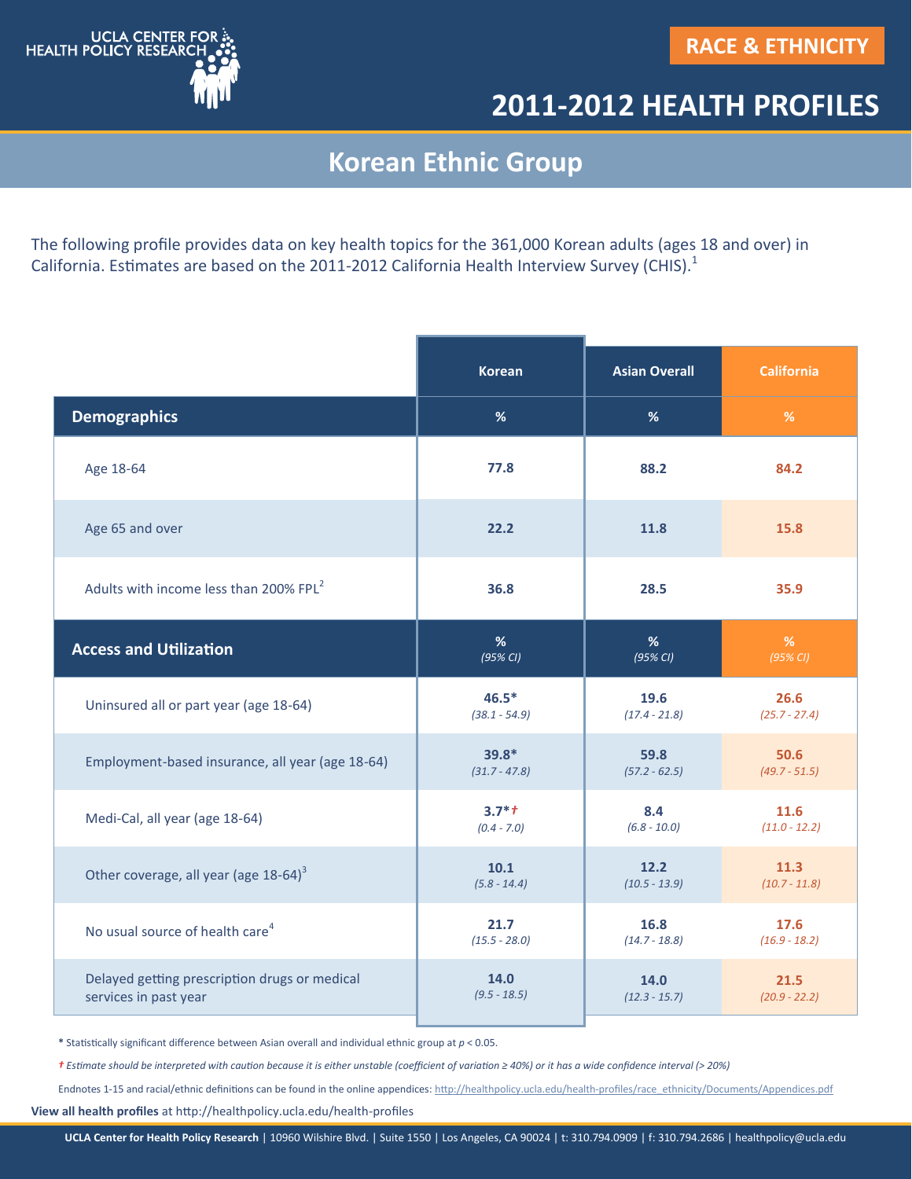UCLA CENTER FOR HEALTH POLICY RESEARCH

RACE & ETHNICITY

# 2011-2012 HEALTH PROFILES

## Korean Ethnic Group

The following profile provides data on key health topics for the 361,000 Korean adults (ages 18 and over) in California. Estimates are based on the 2011-2012 California Health Interview Survey (CHIS).[1]

| | Korean | Asian Overall | California |
|---|---|---|---|
| **Demographics** | % | % | % |
| Age 18-64 | **77.8** | **88.2** | **84.2** |
| Age 65 and over | **22.2** | **11.8** | **15.8** |
| Adults with income less than 200% FPL[2] | **36.8** | **28.5** | **35.9** |
| **Access and Utilization** | % *(95% CI)* | % *(95% CI)* | % *(95% CI)* |
| Uninsured all or part year (age 18-64) | **46.5*** *(38.1 - 54.9)* | **19.6** *(17.4 - 21.8)* | **26.6** *(25.7 - 27.4)* |
| Employment-based insurance, all year (age 18-64) | **39.8*** *(31.7 - 47.8)* | **59.8** *(57.2 - 62.5)* | **50.6** *(49.7 - 51.5)* |
| Medi-Cal, all year (age 18-64) | **3.7*†** *(0.4 - 7.0)* | **8.4** *(6.8 - 10.0)* | **11.6** *(11.0 - 12.2)* |
| Other coverage, all year (age 18-64)[3] | **10.1** *(5.8 - 14.4)* | **12.2** *(10.5 - 13.9)* | **11.3** *(10.7 - 11.8)* |
| No usual source of health care[4] | **21.7** *(15.5 - 28.0)* | **16.8** *(14.7 - 18.8)* | **17.6** *(16.9 - 18.2)* |
| Delayed getting prescription drugs or medical services in past year | **14.0** *(9.5 - 18.5)* | **14.0** *(12.3 - 15.7)* | **21.5** *(20.9 - 22.2)* |

**\*** Statistically significant difference between Asian overall and individual ethnic group at $p < 0.05$.

*† Estimate should be interpreted with caution because it is either unstable (coefficient of variation ≥ 40%) or it has a wide confidence interval (> 20%)*

Endnotes 1-15 and racial/ethnic definitions can be found in the online appendices: http://healthpolicy.ucla.edu/health-profiles/race_ethnicity/Documents/Appendices.pdf

**View all health profiles** at http://healthpolicy.ucla.edu/health-profiles

**UCLA Center for Health Policy Research** | 10960 Wilshire Blvd. | Suite 1550 | Los Angeles, CA 90024 | t: 310.794.0909 | f: 310.794.2686 | healthpolicy@ucla.edu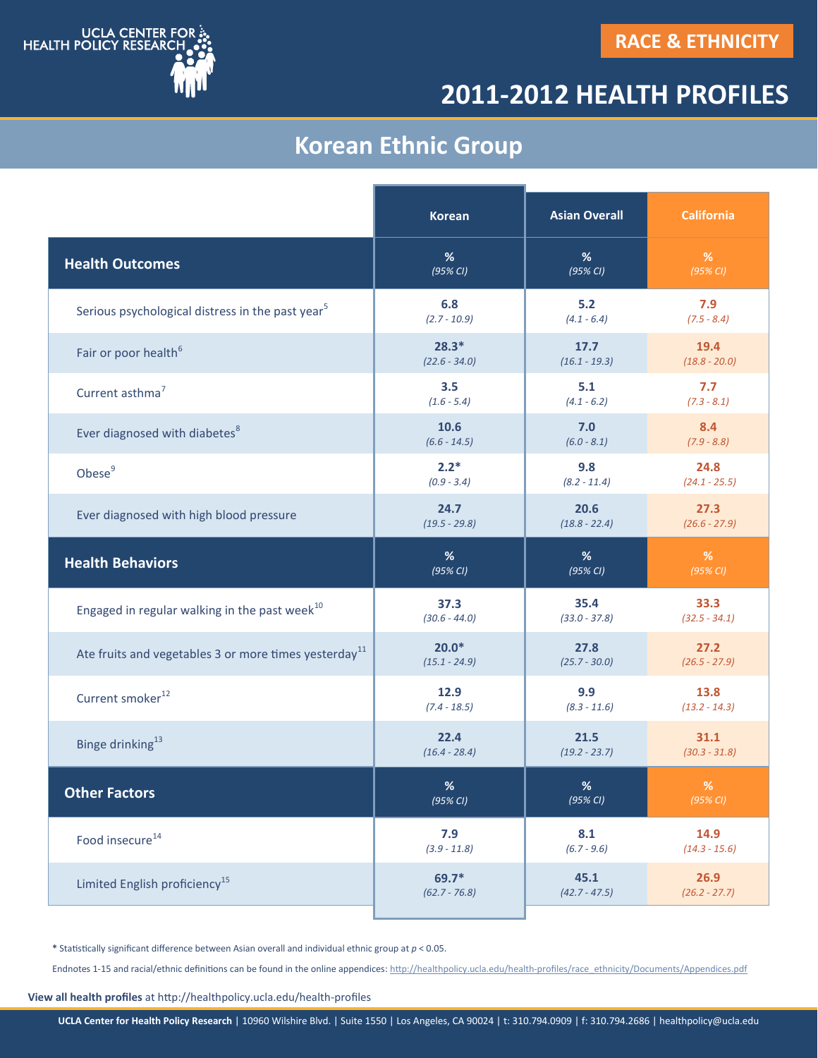UCLA CENTER FOR HEALTH POLICY RESEARCH

RACE & ETHNICITY

# 2011-2012 HEALTH PROFILES

## Korean Ethnic Group

| | Korean | Asian Overall | California |
|---|---|---|---|
| **Health Outcomes** | % (95% CI) | % (95% CI) | % (95% CI) |
| Serious psychological distress in the past year[5] | 6.8 (2.7 - 10.9) | 5.2 (4.1 - 6.4) | 7.9 (7.5 - 8.4) |
| Fair or poor health[6] | 28.3* (22.6 - 34.0) | 17.7 (16.1 - 19.3) | 19.4 (18.8 - 20.0) |
| Current asthma[7] | 3.5 (1.6 - 5.4) | 5.1 (4.1 - 6.2) | 7.7 (7.3 - 8.1) |
| Ever diagnosed with diabetes[8] | 10.6 (6.6 - 14.5) | 7.0 (6.0 - 8.1) | 8.4 (7.9 - 8.8) |
| Obese[9] | 2.2* (0.9 - 3.4) | 9.8 (8.2 - 11.4) | 24.8 (24.1 - 25.5) |
| Ever diagnosed with high blood pressure | 24.7 (19.5 - 29.8) | 20.6 (18.8 - 22.4) | 27.3 (26.6 - 27.9) |
| **Health Behaviors** | % (95% CI) | % (95% CI) | % (95% CI) |
| Engaged in regular walking in the past week[10] | 37.3 (30.6 - 44.0) | 35.4 (33.0 - 37.8) | 33.3 (32.5 - 34.1) |
| Ate fruits and vegetables 3 or more times yesterday[11] | 20.0* (15.1 - 24.9) | 27.8 (25.7 - 30.0) | 27.2 (26.5 - 27.9) |
| Current smoker[12] | 12.9 (7.4 - 18.5) | 9.9 (8.3 - 11.6) | 13.8 (13.2 - 14.3) |
| Binge drinking[13] | 22.4 (16.4 - 28.4) | 21.5 (19.2 - 23.7) | 31.1 (30.3 - 31.8) |
| **Other Factors** | % (95% CI) | % (95% CI) | % (95% CI) |
| Food insecure[14] | 7.9 (3.9 - 11.8) | 8.1 (6.7 - 9.6) | 14.9 (14.3 - 15.6) |
| Limited English proficiency[15] | 69.7* (62.7 - 76.8) | 45.1 (42.7 - 47.5) | 26.9 (26.2 - 27.7) |

\* Statistically significant difference between Asian overall and individual ethnic group at $p < 0.05$.

Endnotes 1-15 and racial/ethnic definitions can be found in the online appendices: http://healthpolicy.ucla.edu/health-profiles/race_ethnicity/Documents/Appendices.pdf

**View all health profiles** at http://healthpolicy.ucla.edu/health-profiles

**UCLA Center for Health Policy Research** | 10960 Wilshire Blvd. | Suite 1550 | Los Angeles, CA 90024 | t: 310.794.0909 | f: 310.794.2686 | healthpolicy@ucla.edu